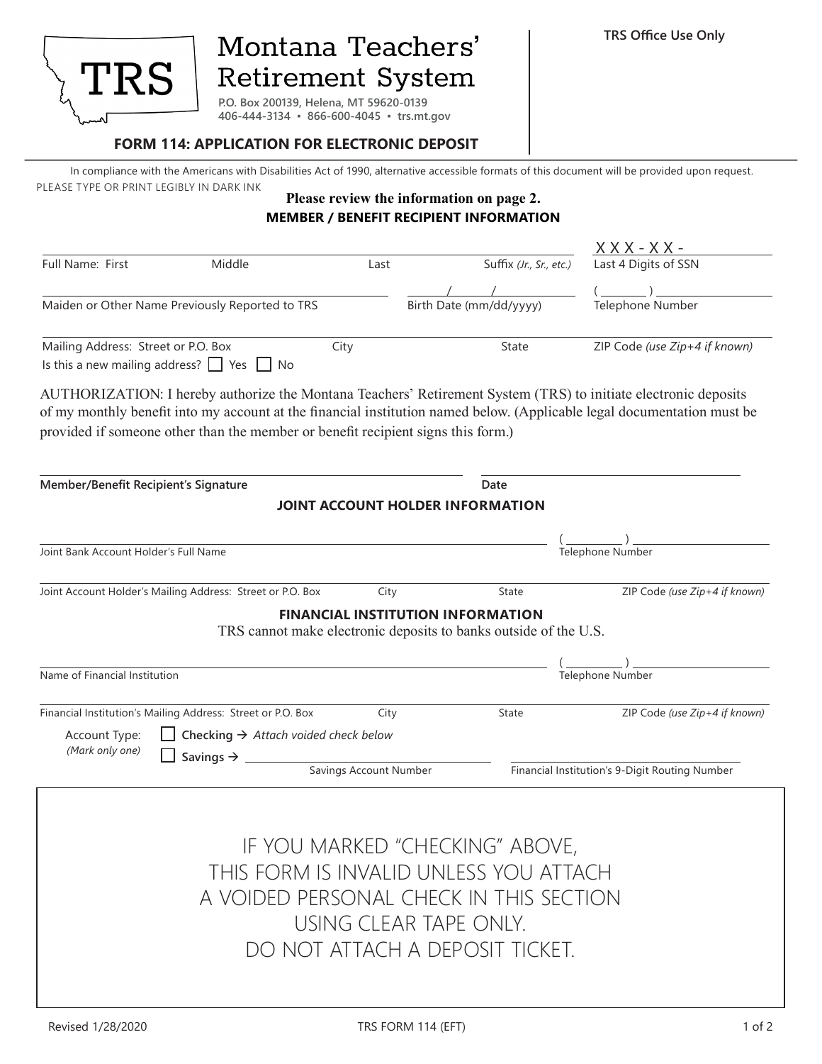# Montana Teachers' Retirement System

TRS

P.O. Box 200139, Helena, MT 59620-0139
406-444-3134 • 866-600-4045 • trs.mt.gov

**TRS Office Use Only**

## FORM 114: APPLICATION FOR ELECTRONIC DEPOSIT

In compliance with the Americans with Disabilities Act of 1990, alternative accessible formats of this document will be provided upon request.

PLEASE TYPE OR PRINT LEGIBLY IN DARK INK

**Please review the information on page 2.**

### MEMBER / BENEFIT RECIPIENT INFORMATION

Full Name: First ________ Middle ________ Last ________ Suffix *(Jr., Sr., etc.)* ________ Last 4 Digits of SSN XXX-XX-________

Maiden or Other Name Previously Reported to TRS ________ Birth Date (mm/dd/yyyy) ____/____/____ Telephone Number (____) ________

Mailing Address: Street or P.O. Box ________ City ________ State ________ ZIP Code *(use Zip+4 if known)* ________

Is this a new mailing address? ☐ Yes ☐ No

AUTHORIZATION: I hereby authorize the Montana Teachers' Retirement System (TRS) to initiate electronic deposits of my monthly benefit into my account at the financial institution named below. (Applicable legal documentation must be provided if someone other than the member or benefit recipient signs this form.)

**Member/Benefit Recipient's Signature** ________ **Date** ________

### JOINT ACCOUNT HOLDER INFORMATION

Joint Bank Account Holder's Full Name ________ Telephone Number (____) ________

Joint Account Holder's Mailing Address: Street or P.O. Box ________ City ________ State ________ ZIP Code *(use Zip+4 if known)* ________

### FINANCIAL INSTITUTION INFORMATION

TRS cannot make electronic deposits to banks outside of the U.S.

Name of Financial Institution ________ Telephone Number (____) ________

Financial Institution's Mailing Address: Street or P.O. Box ________ City ________ State ________ ZIP Code *(use Zip+4 if known)* ________

Account Type: *(Mark only one)*

- ☐ **Checking** → *Attach voided check below*
- ☐ **Savings** → ________ Savings Account Number

________ Financial Institution's 9-Digit Routing Number

IF YOU MARKED "CHECKING" ABOVE,
THIS FORM IS INVALID UNLESS YOU ATTACH
A VOIDED PERSONAL CHECK IN THIS SECTION
USING CLEAR TAPE ONLY.
DO NOT ATTACH A DEPOSIT TICKET.

Revised 1/28/2020 TRS FORM 114 (EFT)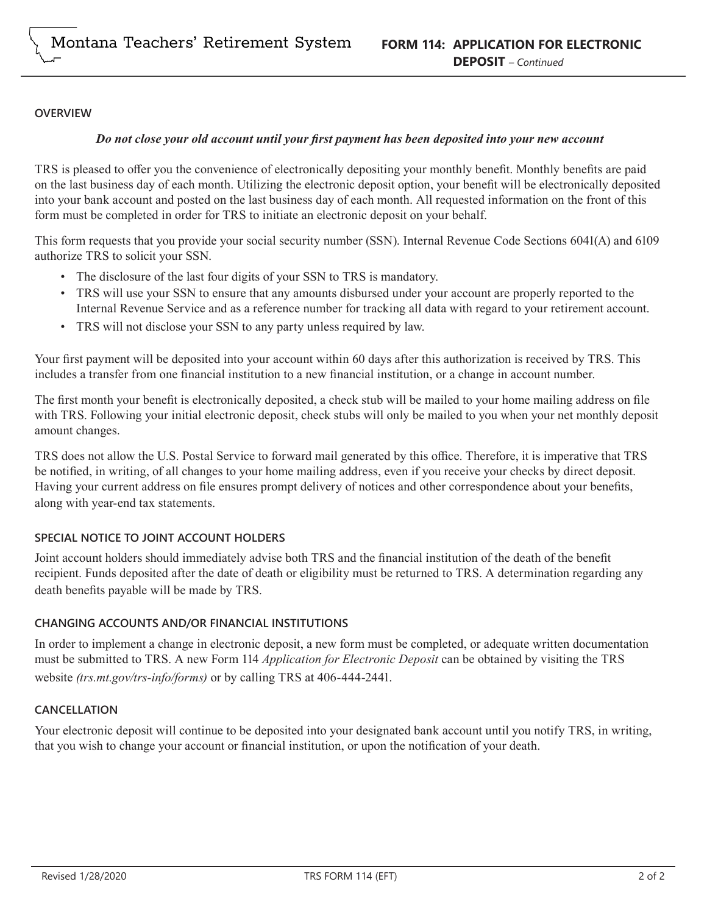## OVERVIEW

***Do not close your old account until your first payment has been deposited into your new account***

TRS is pleased to offer you the convenience of electronically depositing your monthly benefit. Monthly benefits are paid on the last business day of each month. Utilizing the electronic deposit option, your benefit will be electronically deposited into your bank account and posted on the last business day of each month. All requested information on the front of this form must be completed in order for TRS to initiate an electronic deposit on your behalf.

This form requests that you provide your social security number (SSN). Internal Revenue Code Sections 6041(A) and 6109 authorize TRS to solicit your SSN.

- The disclosure of the last four digits of your SSN to TRS is mandatory.
- TRS will use your SSN to ensure that any amounts disbursed under your account are properly reported to the Internal Revenue Service and as a reference number for tracking all data with regard to your retirement account.
- TRS will not disclose your SSN to any party unless required by law.

Your first payment will be deposited into your account within 60 days after this authorization is received by TRS. This includes a transfer from one financial institution to a new financial institution, or a change in account number.

The first month your benefit is electronically deposited, a check stub will be mailed to your home mailing address on file with TRS. Following your initial electronic deposit, check stubs will only be mailed to you when your net monthly deposit amount changes.

TRS does not allow the U.S. Postal Service to forward mail generated by this office. Therefore, it is imperative that TRS be notified, in writing, of all changes to your home mailing address, even if you receive your checks by direct deposit. Having your current address on file ensures prompt delivery of notices and other correspondence about your benefits, along with year-end tax statements.

## SPECIAL NOTICE TO JOINT ACCOUNT HOLDERS

Joint account holders should immediately advise both TRS and the financial institution of the death of the benefit recipient. Funds deposited after the date of death or eligibility must be returned to TRS. A determination regarding any death benefits payable will be made by TRS.

## CHANGING ACCOUNTS AND/OR FINANCIAL INSTITUTIONS

In order to implement a change in electronic deposit, a new form must be completed, or adequate written documentation must be submitted to TRS. A new Form 114 *Application for Electronic Deposit* can be obtained by visiting the TRS website *(trs.mt.gov/trs-info/forms)* or by calling TRS at 406-444-2441.

## CANCELLATION

Your electronic deposit will continue to be deposited into your designated bank account until you notify TRS, in writing, that you wish to change your account or financial institution, or upon the notification of your death.